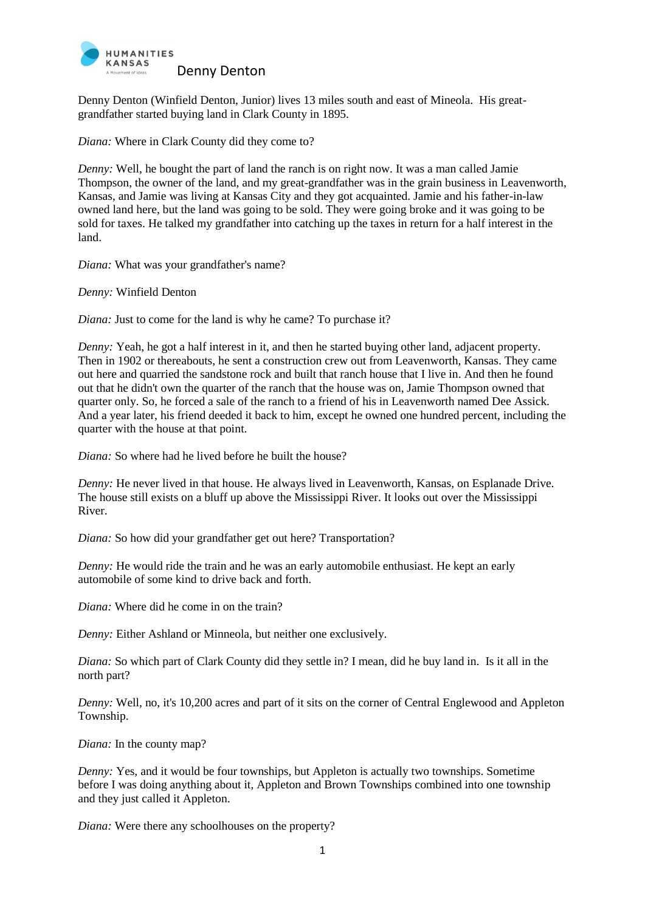# Denny Denton

Denny Denton (Winfield Denton, Junior) lives 13 miles south and east of Mineola. His great-grandfather started buying land in Clark County in 1895.

*Diana:* Where in Clark County did they come to?

*Denny:* Well, he bought the part of land the ranch is on right now. It was a man called Jamie Thompson, the owner of the land, and my great-grandfather was in the grain business in Leavenworth, Kansas, and Jamie was living at Kansas City and they got acquainted. Jamie and his father-in-law owned land here, but the land was going to be sold. They were going broke and it was going to be sold for taxes. He talked my grandfather into catching up the taxes in return for a half interest in the land.

*Diana:* What was your grandfather's name?

*Denny:* Winfield Denton

*Diana:* Just to come for the land is why he came? To purchase it?

*Denny:* Yeah, he got a half interest in it, and then he started buying other land, adjacent property. Then in 1902 or thereabouts, he sent a construction crew out from Leavenworth, Kansas. They came out here and quarried the sandstone rock and built that ranch house that I live in. And then he found out that he didn't own the quarter of the ranch that the house was on, Jamie Thompson owned that quarter only. So, he forced a sale of the ranch to a friend of his in Leavenworth named Dee Assick. And a year later, his friend deeded it back to him, except he owned one hundred percent, including the quarter with the house at that point.

*Diana:* So where had he lived before he built the house?

*Denny:* He never lived in that house. He always lived in Leavenworth, Kansas, on Esplanade Drive. The house still exists on a bluff up above the Mississippi River. It looks out over the Mississippi River.

*Diana:* So how did your grandfather get out here? Transportation?

*Denny:* He would ride the train and he was an early automobile enthusiast. He kept an early automobile of some kind to drive back and forth.

*Diana:* Where did he come in on the train?

*Denny:* Either Ashland or Minneola, but neither one exclusively.

*Diana:* So which part of Clark County did they settle in? I mean, did he buy land in. Is it all in the north part?

*Denny:* Well, no, it's 10,200 acres and part of it sits on the corner of Central Englewood and Appleton Township.

*Diana:* In the county map?

*Denny:* Yes, and it would be four townships, but Appleton is actually two townships. Sometime before I was doing anything about it, Appleton and Brown Townships combined into one township and they just called it Appleton.

*Diana:* Were there any schoolhouses on the property?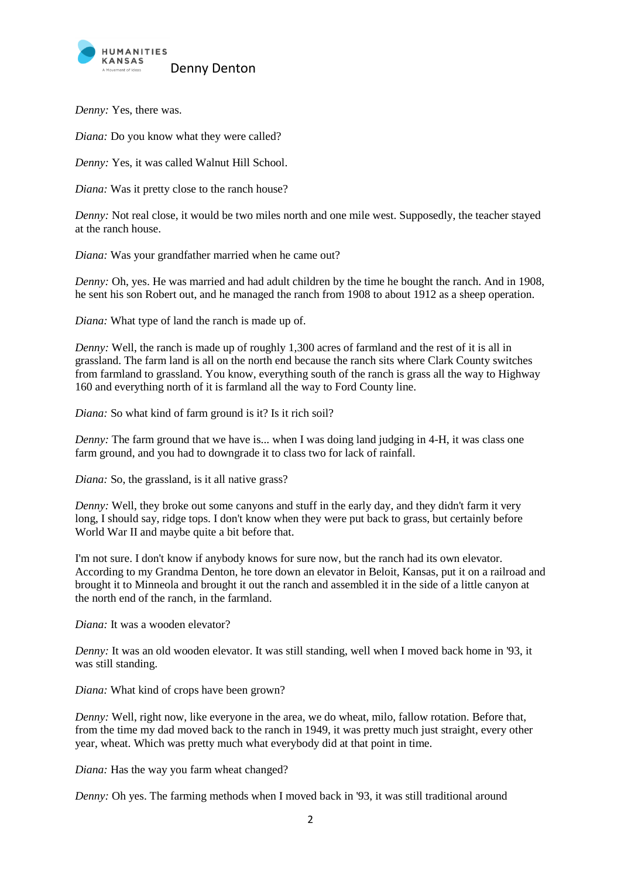*Denny:* Yes, there was.

*Diana:* Do you know what they were called?

*Denny:* Yes, it was called Walnut Hill School.

*Diana:* Was it pretty close to the ranch house?

*Denny:* Not real close, it would be two miles north and one mile west. Supposedly, the teacher stayed at the ranch house.

*Diana:* Was your grandfather married when he came out?

*Denny:* Oh, yes. He was married and had adult children by the time he bought the ranch. And in 1908, he sent his son Robert out, and he managed the ranch from 1908 to about 1912 as a sheep operation.

*Diana:* What type of land the ranch is made up of.

*Denny:* Well, the ranch is made up of roughly 1,300 acres of farmland and the rest of it is all in grassland. The farm land is all on the north end because the ranch sits where Clark County switches from farmland to grassland. You know, everything south of the ranch is grass all the way to Highway 160 and everything north of it is farmland all the way to Ford County line.

*Diana:* So what kind of farm ground is it? Is it rich soil?

*Denny:* The farm ground that we have is... when I was doing land judging in 4-H, it was class one farm ground, and you had to downgrade it to class two for lack of rainfall.

*Diana:* So, the grassland, is it all native grass?

*Denny:* Well, they broke out some canyons and stuff in the early day, and they didn't farm it very long, I should say, ridge tops. I don't know when they were put back to grass, but certainly before World War II and maybe quite a bit before that.

I'm not sure. I don't know if anybody knows for sure now, but the ranch had its own elevator. According to my Grandma Denton, he tore down an elevator in Beloit, Kansas, put it on a railroad and brought it to Minneola and brought it out the ranch and assembled it in the side of a little canyon at the north end of the ranch, in the farmland.

*Diana:* It was a wooden elevator?

*Denny:* It was an old wooden elevator. It was still standing, well when I moved back home in '93, it was still standing.

*Diana:* What kind of crops have been grown?

*Denny:* Well, right now, like everyone in the area, we do wheat, milo, fallow rotation. Before that, from the time my dad moved back to the ranch in 1949, it was pretty much just straight, every other year, wheat. Which was pretty much what everybody did at that point in time.

*Diana:* Has the way you farm wheat changed?

*Denny:* Oh yes. The farming methods when I moved back in '93, it was still traditional around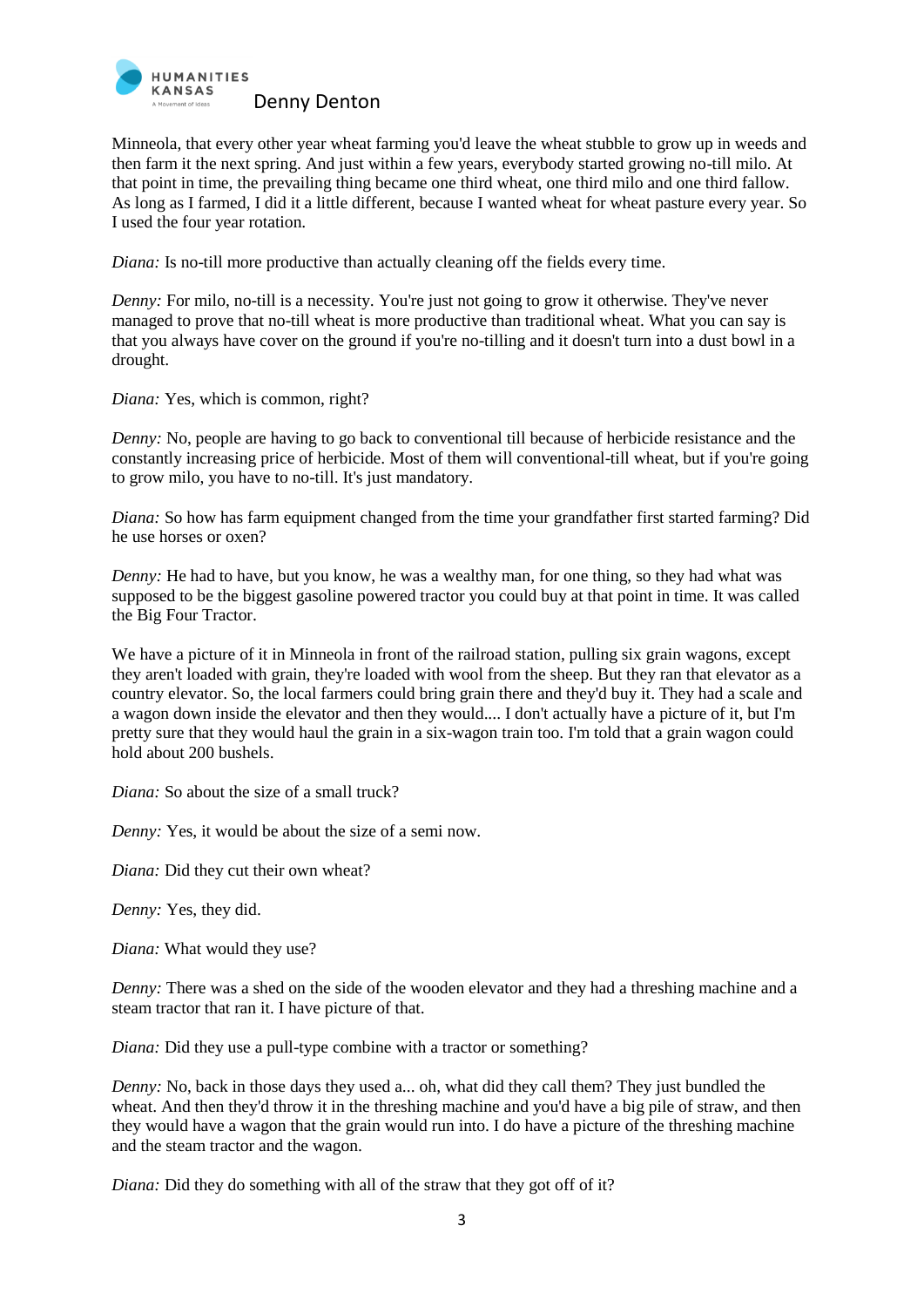Minneola, that every other year wheat farming you'd leave the wheat stubble to grow up in weeds and then farm it the next spring. And just within a few years, everybody started growing no-till milo. At that point in time, the prevailing thing became one third wheat, one third milo and one third fallow. As long as I farmed, I did it a little different, because I wanted wheat for wheat pasture every year. So I used the four year rotation.

*Diana:* Is no-till more productive than actually cleaning off the fields every time.

*Denny:* For milo, no-till is a necessity. You're just not going to grow it otherwise. They've never managed to prove that no-till wheat is more productive than traditional wheat. What you can say is that you always have cover on the ground if you're no-tilling and it doesn't turn into a dust bowl in a drought.

*Diana:* Yes, which is common, right?

*Denny:* No, people are having to go back to conventional till because of herbicide resistance and the constantly increasing price of herbicide. Most of them will conventional-till wheat, but if you're going to grow milo, you have to no-till. It's just mandatory.

*Diana:* So how has farm equipment changed from the time your grandfather first started farming? Did he use horses or oxen?

*Denny:* He had to have, but you know, he was a wealthy man, for one thing, so they had what was supposed to be the biggest gasoline powered tractor you could buy at that point in time. It was called the Big Four Tractor.

We have a picture of it in Minneola in front of the railroad station, pulling six grain wagons, except they aren't loaded with grain, they're loaded with wool from the sheep. But they ran that elevator as a country elevator. So, the local farmers could bring grain there and they'd buy it. They had a scale and a wagon down inside the elevator and then they would.... I don't actually have a picture of it, but I'm pretty sure that they would haul the grain in a six-wagon train too. I'm told that a grain wagon could hold about 200 bushels.

*Diana:* So about the size of a small truck?

*Denny:* Yes, it would be about the size of a semi now.

*Diana:* Did they cut their own wheat?

*Denny:* Yes, they did.

*Diana:* What would they use?

*Denny:* There was a shed on the side of the wooden elevator and they had a threshing machine and a steam tractor that ran it. I have picture of that.

*Diana:* Did they use a pull-type combine with a tractor or something?

*Denny:* No, back in those days they used a... oh, what did they call them? They just bundled the wheat. And then they'd throw it in the threshing machine and you'd have a big pile of straw, and then they would have a wagon that the grain would run into. I do have a picture of the threshing machine and the steam tractor and the wagon.

*Diana:* Did they do something with all of the straw that they got off of it?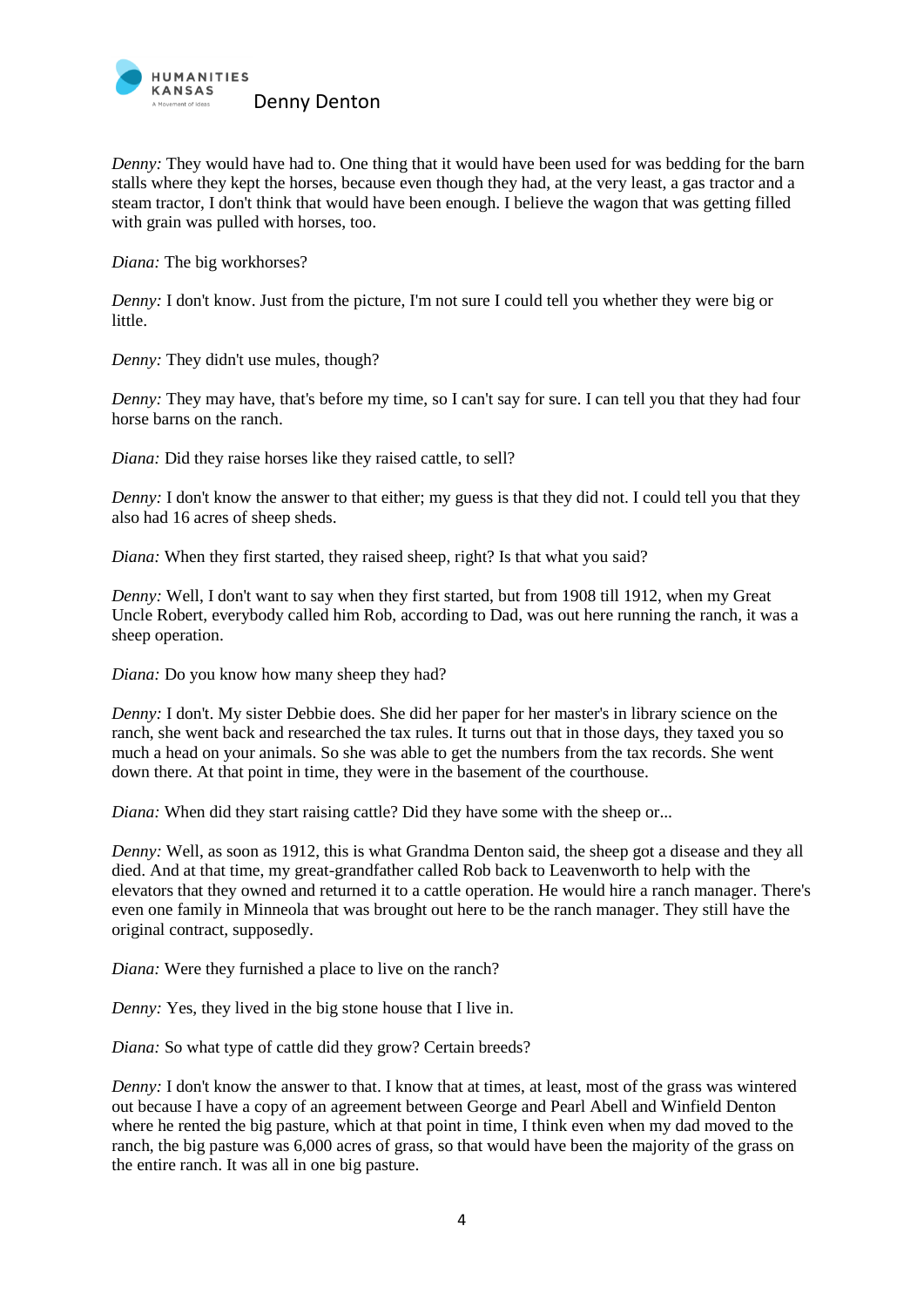*Denny:* They would have had to. One thing that it would have been used for was bedding for the barn stalls where they kept the horses, because even though they had, at the very least, a gas tractor and a steam tractor, I don't think that would have been enough. I believe the wagon that was getting filled with grain was pulled with horses, too.

*Diana:* The big workhorses?

*Denny:* I don't know. Just from the picture, I'm not sure I could tell you whether they were big or little.

*Denny:* They didn't use mules, though?

*Denny:* They may have, that's before my time, so I can't say for sure. I can tell you that they had four horse barns on the ranch.

*Diana:* Did they raise horses like they raised cattle, to sell?

*Denny:* I don't know the answer to that either; my guess is that they did not. I could tell you that they also had 16 acres of sheep sheds.

*Diana:* When they first started, they raised sheep, right? Is that what you said?

*Denny:* Well, I don't want to say when they first started, but from 1908 till 1912, when my Great Uncle Robert, everybody called him Rob, according to Dad, was out here running the ranch, it was a sheep operation.

*Diana:* Do you know how many sheep they had?

*Denny:* I don't. My sister Debbie does. She did her paper for her master's in library science on the ranch, she went back and researched the tax rules. It turns out that in those days, they taxed you so much a head on your animals. So she was able to get the numbers from the tax records. She went down there. At that point in time, they were in the basement of the courthouse.

*Diana:* When did they start raising cattle? Did they have some with the sheep or...

*Denny:* Well, as soon as 1912, this is what Grandma Denton said, the sheep got a disease and they all died. And at that time, my great-grandfather called Rob back to Leavenworth to help with the elevators that they owned and returned it to a cattle operation. He would hire a ranch manager. There's even one family in Minneola that was brought out here to be the ranch manager. They still have the original contract, supposedly.

*Diana:* Were they furnished a place to live on the ranch?

*Denny:* Yes, they lived in the big stone house that I live in.

*Diana:* So what type of cattle did they grow? Certain breeds?

*Denny:* I don't know the answer to that. I know that at times, at least, most of the grass was wintered out because I have a copy of an agreement between George and Pearl Abell and Winfield Denton where he rented the big pasture, which at that point in time, I think even when my dad moved to the ranch, the big pasture was 6,000 acres of grass, so that would have been the majority of the grass on the entire ranch. It was all in one big pasture.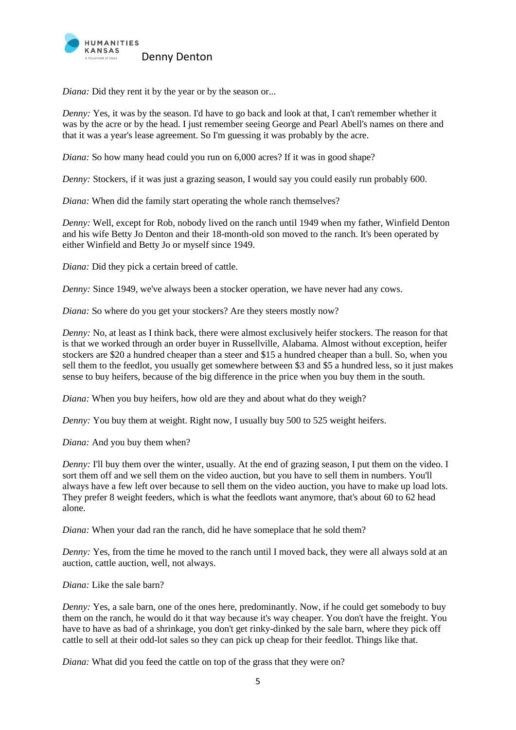*Diana:* Did they rent it by the year or by the season or...

*Denny:* Yes, it was by the season. I'd have to go back and look at that, I can't remember whether it was by the acre or by the head. I just remember seeing George and Pearl Abell's names on there and that it was a year's lease agreement. So I'm guessing it was probably by the acre.

*Diana:* So how many head could you run on 6,000 acres? If it was in good shape?

*Denny:* Stockers, if it was just a grazing season, I would say you could easily run probably 600.

*Diana:* When did the family start operating the whole ranch themselves?

*Denny:* Well, except for Rob, nobody lived on the ranch until 1949 when my father, Winfield Denton and his wife Betty Jo Denton and their 18-month-old son moved to the ranch. It's been operated by either Winfield and Betty Jo or myself since 1949.

*Diana:* Did they pick a certain breed of cattle.

*Denny:* Since 1949, we've always been a stocker operation, we have never had any cows.

*Diana:* So where do you get your stockers? Are they steers mostly now?

*Denny:* No, at least as I think back, there were almost exclusively heifer stockers. The reason for that is that we worked through an order buyer in Russellville, Alabama. Almost without exception, heifer stockers are $20 a hundred cheaper than a steer and $15 a hundred cheaper than a bull. So, when you sell them to the feedlot, you usually get somewhere between $3 and $5 a hundred less, so it just makes sense to buy heifers, because of the big difference in the price when you buy them in the south.

*Diana:* When you buy heifers, how old are they and about what do they weigh?

*Denny:* You buy them at weight. Right now, I usually buy 500 to 525 weight heifers.

*Diana:* And you buy them when?

*Denny:* I'll buy them over the winter, usually. At the end of grazing season, I put them on the video. I sort them off and we sell them on the video auction, but you have to sell them in numbers. You'll always have a few left over because to sell them on the video auction, you have to make up load lots. They prefer 8 weight feeders, which is what the feedlots want anymore, that's about 60 to 62 head alone.

*Diana:* When your dad ran the ranch, did he have someplace that he sold them?

*Denny:* Yes, from the time he moved to the ranch until I moved back, they were all always sold at an auction, cattle auction, well, not always.

*Diana:* Like the sale barn?

*Denny:* Yes, a sale barn, one of the ones here, predominantly. Now, if he could get somebody to buy them on the ranch, he would do it that way because it's way cheaper. You don't have the freight. You have to have as bad of a shrinkage, you don't get rinky-dinked by the sale barn, where they pick off cattle to sell at their odd-lot sales so they can pick up cheap for their feedlot. Things like that.

*Diana:* What did you feed the cattle on top of the grass that they were on?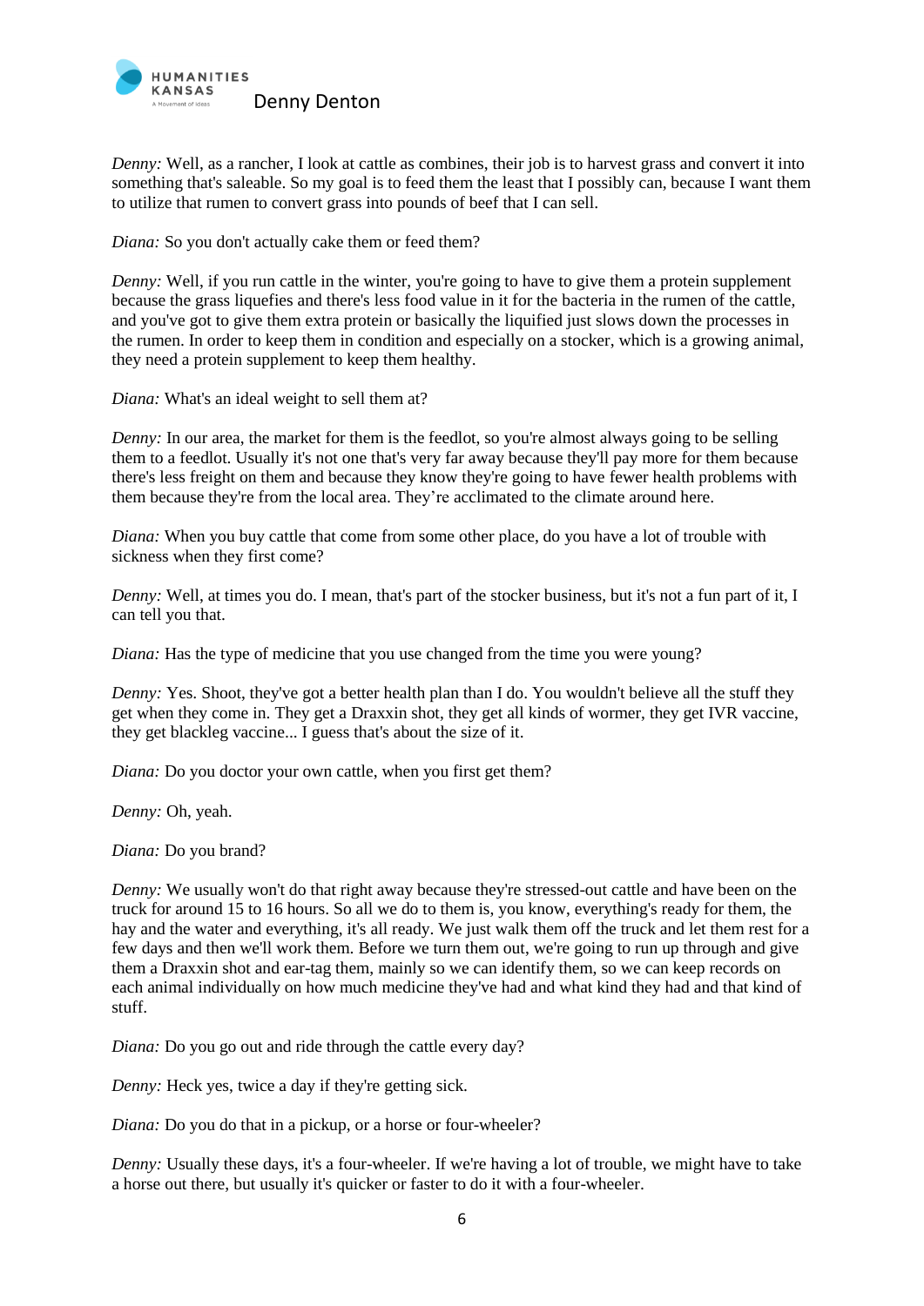*Denny:* Well, as a rancher, I look at cattle as combines, their job is to harvest grass and convert it into something that's saleable. So my goal is to feed them the least that I possibly can, because I want them to utilize that rumen to convert grass into pounds of beef that I can sell.

*Diana:* So you don't actually cake them or feed them?

*Denny:* Well, if you run cattle in the winter, you're going to have to give them a protein supplement because the grass liquefies and there's less food value in it for the bacteria in the rumen of the cattle, and you've got to give them extra protein or basically the liquified just slows down the processes in the rumen. In order to keep them in condition and especially on a stocker, which is a growing animal, they need a protein supplement to keep them healthy.

*Diana:* What's an ideal weight to sell them at?

*Denny:* In our area, the market for them is the feedlot, so you're almost always going to be selling them to a feedlot. Usually it's not one that's very far away because they'll pay more for them because there's less freight on them and because they know they're going to have fewer health problems with them because they're from the local area. They're acclimated to the climate around here.

*Diana:* When you buy cattle that come from some other place, do you have a lot of trouble with sickness when they first come?

*Denny:* Well, at times you do. I mean, that's part of the stocker business, but it's not a fun part of it, I can tell you that.

*Diana:* Has the type of medicine that you use changed from the time you were young?

*Denny:* Yes. Shoot, they've got a better health plan than I do. You wouldn't believe all the stuff they get when they come in. They get a Draxxin shot, they get all kinds of wormer, they get IVR vaccine, they get blackleg vaccine... I guess that's about the size of it.

*Diana:* Do you doctor your own cattle, when you first get them?

*Denny:* Oh, yeah.

*Diana:* Do you brand?

*Denny:* We usually won't do that right away because they're stressed-out cattle and have been on the truck for around 15 to 16 hours. So all we do to them is, you know, everything's ready for them, the hay and the water and everything, it's all ready. We just walk them off the truck and let them rest for a few days and then we'll work them. Before we turn them out, we're going to run up through and give them a Draxxin shot and ear-tag them, mainly so we can identify them, so we can keep records on each animal individually on how much medicine they've had and what kind they had and that kind of stuff.

*Diana:* Do you go out and ride through the cattle every day?

*Denny:* Heck yes, twice a day if they're getting sick.

*Diana:* Do you do that in a pickup, or a horse or four-wheeler?

*Denny:* Usually these days, it's a four-wheeler. If we're having a lot of trouble, we might have to take a horse out there, but usually it's quicker or faster to do it with a four-wheeler.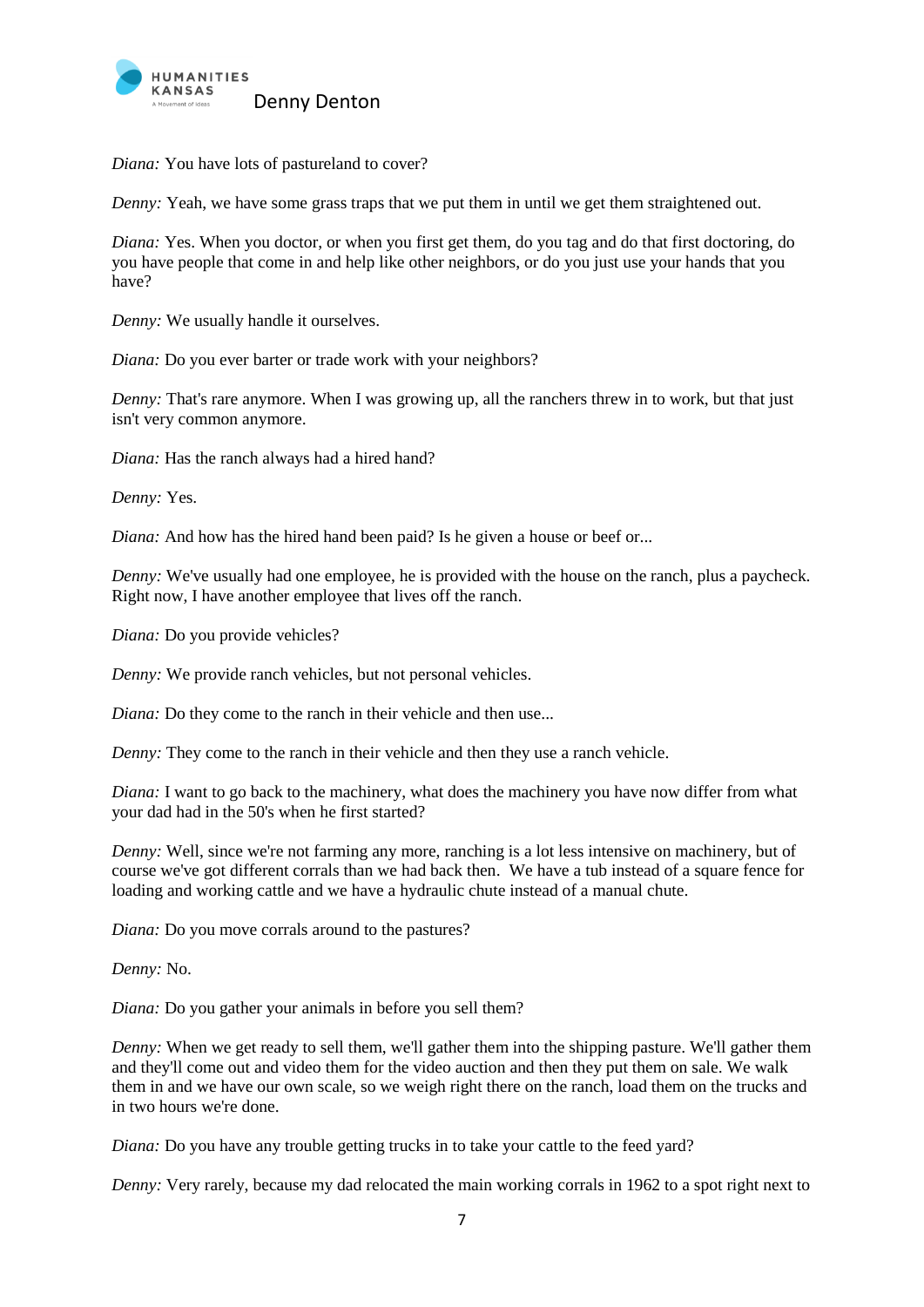*Diana:* You have lots of pastureland to cover?

*Denny:* Yeah, we have some grass traps that we put them in until we get them straightened out.

*Diana:* Yes. When you doctor, or when you first get them, do you tag and do that first doctoring, do you have people that come in and help like other neighbors, or do you just use your hands that you have?

*Denny:* We usually handle it ourselves.

*Diana:* Do you ever barter or trade work with your neighbors?

*Denny:* That's rare anymore. When I was growing up, all the ranchers threw in to work, but that just isn't very common anymore.

*Diana:* Has the ranch always had a hired hand?

*Denny:* Yes.

*Diana:* And how has the hired hand been paid? Is he given a house or beef or...

*Denny:* We've usually had one employee, he is provided with the house on the ranch, plus a paycheck. Right now, I have another employee that lives off the ranch.

*Diana:* Do you provide vehicles?

*Denny:* We provide ranch vehicles, but not personal vehicles.

*Diana:* Do they come to the ranch in their vehicle and then use...

*Denny:* They come to the ranch in their vehicle and then they use a ranch vehicle.

*Diana:* I want to go back to the machinery, what does the machinery you have now differ from what your dad had in the 50's when he first started?

*Denny:* Well, since we're not farming any more, ranching is a lot less intensive on machinery, but of course we've got different corrals than we had back then. We have a tub instead of a square fence for loading and working cattle and we have a hydraulic chute instead of a manual chute.

*Diana:* Do you move corrals around to the pastures?

*Denny:* No.

*Diana:* Do you gather your animals in before you sell them?

*Denny:* When we get ready to sell them, we'll gather them into the shipping pasture. We'll gather them and they'll come out and video them for the video auction and then they put them on sale. We walk them in and we have our own scale, so we weigh right there on the ranch, load them on the trucks and in two hours we're done.

*Diana:* Do you have any trouble getting trucks in to take your cattle to the feed yard?

*Denny:* Very rarely, because my dad relocated the main working corrals in 1962 to a spot right next to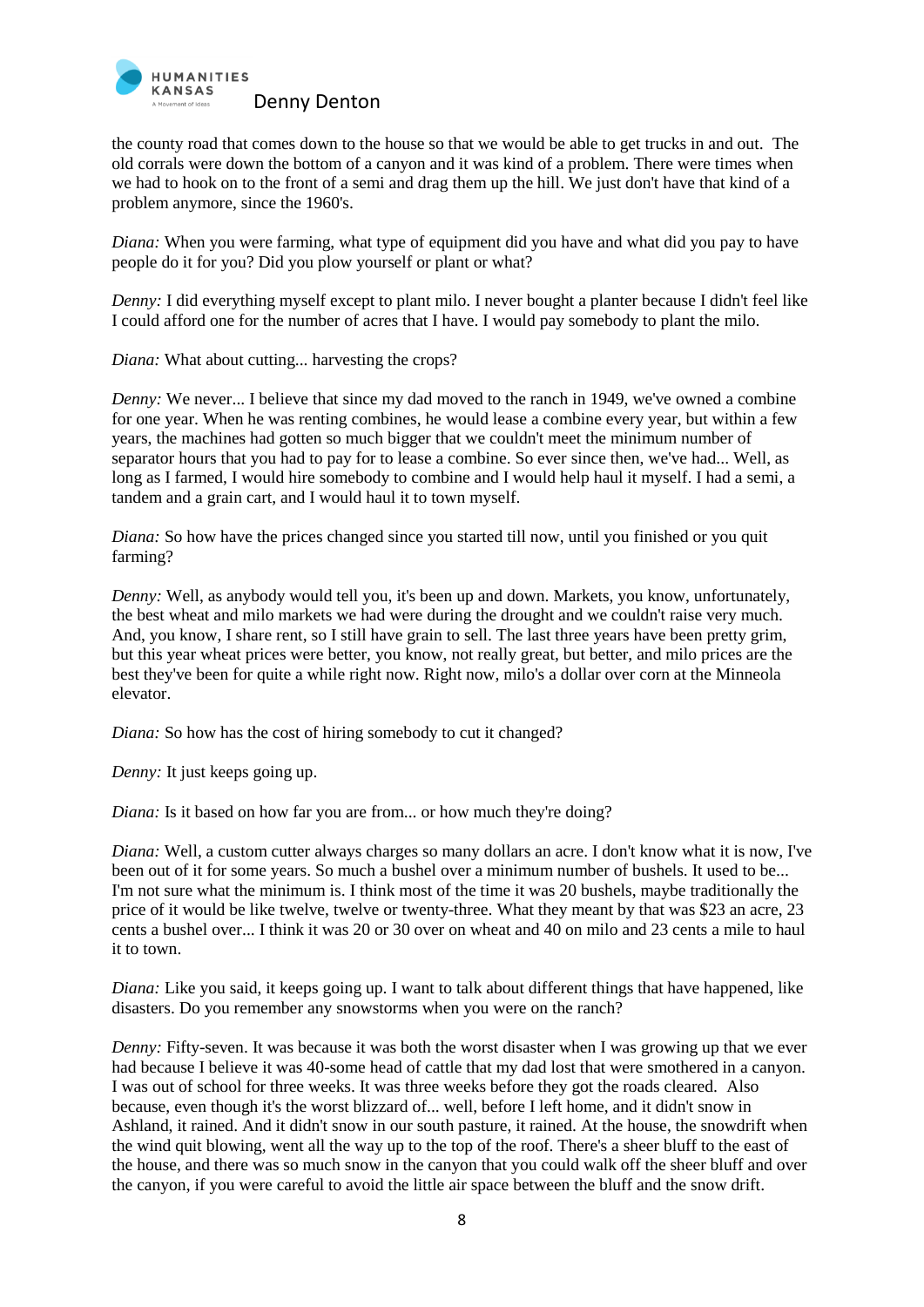the county road that comes down to the house so that we would be able to get trucks in and out. The old corrals were down the bottom of a canyon and it was kind of a problem. There were times when we had to hook on to the front of a semi and drag them up the hill. We just don't have that kind of a problem anymore, since the 1960's.

*Diana:* When you were farming, what type of equipment did you have and what did you pay to have people do it for you? Did you plow yourself or plant or what?

*Denny:* I did everything myself except to plant milo. I never bought a planter because I didn't feel like I could afford one for the number of acres that I have. I would pay somebody to plant the milo.

*Diana:* What about cutting... harvesting the crops?

*Denny:* We never... I believe that since my dad moved to the ranch in 1949, we've owned a combine for one year. When he was renting combines, he would lease a combine every year, but within a few years, the machines had gotten so much bigger that we couldn't meet the minimum number of separator hours that you had to pay for to lease a combine. So ever since then, we've had... Well, as long as I farmed, I would hire somebody to combine and I would help haul it myself. I had a semi, a tandem and a grain cart, and I would haul it to town myself.

*Diana:* So how have the prices changed since you started till now, until you finished or you quit farming?

*Denny:* Well, as anybody would tell you, it's been up and down. Markets, you know, unfortunately, the best wheat and milo markets we had were during the drought and we couldn't raise very much. And, you know, I share rent, so I still have grain to sell. The last three years have been pretty grim, but this year wheat prices were better, you know, not really great, but better, and milo prices are the best they've been for quite a while right now. Right now, milo's a dollar over corn at the Minneola elevator.

*Diana:* So how has the cost of hiring somebody to cut it changed?

*Denny:* It just keeps going up.

*Diana:* Is it based on how far you are from... or how much they're doing?

*Diana:* Well, a custom cutter always charges so many dollars an acre. I don't know what it is now, I've been out of it for some years. So much a bushel over a minimum number of bushels. It used to be... I'm not sure what the minimum is. I think most of the time it was 20 bushels, maybe traditionally the price of it would be like twelve, twelve or twenty-three. What they meant by that was $23 an acre, 23 cents a bushel over... I think it was 20 or 30 over on wheat and 40 on milo and 23 cents a mile to haul it to town.

*Diana:* Like you said, it keeps going up. I want to talk about different things that have happened, like disasters. Do you remember any snowstorms when you were on the ranch?

*Denny:* Fifty-seven. It was because it was both the worst disaster when I was growing up that we ever had because I believe it was 40-some head of cattle that my dad lost that were smothered in a canyon. I was out of school for three weeks. It was three weeks before they got the roads cleared. Also because, even though it's the worst blizzard of... well, before I left home, and it didn't snow in Ashland, it rained. And it didn't snow in our south pasture, it rained. At the house, the snowdrift when the wind quit blowing, went all the way up to the top of the roof. There's a sheer bluff to the east of the house, and there was so much snow in the canyon that you could walk off the sheer bluff and over the canyon, if you were careful to avoid the little air space between the bluff and the snow drift.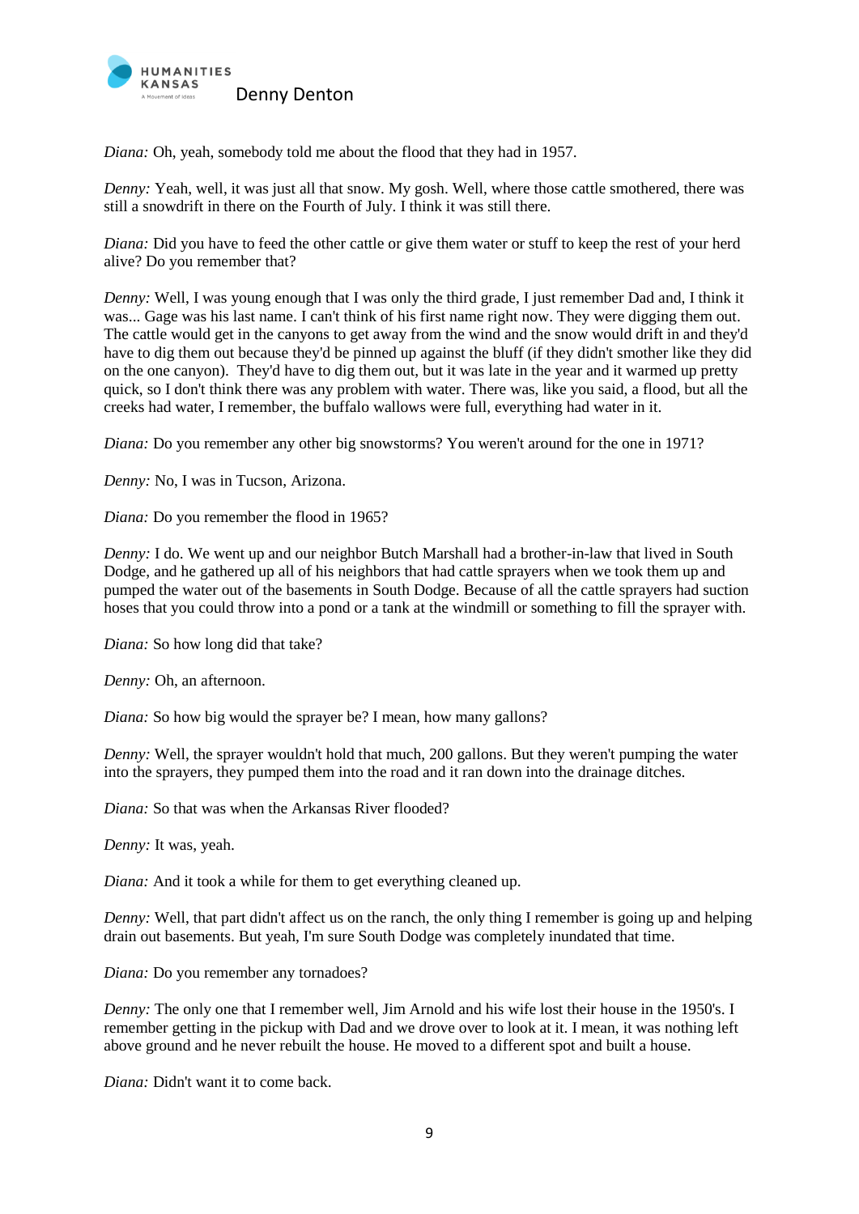*Diana:* Oh, yeah, somebody told me about the flood that they had in 1957.

*Denny:* Yeah, well, it was just all that snow. My gosh. Well, where those cattle smothered, there was still a snowdrift in there on the Fourth of July. I think it was still there.

*Diana:* Did you have to feed the other cattle or give them water or stuff to keep the rest of your herd alive? Do you remember that?

*Denny:* Well, I was young enough that I was only the third grade, I just remember Dad and, I think it was... Gage was his last name. I can't think of his first name right now. They were digging them out. The cattle would get in the canyons to get away from the wind and the snow would drift in and they'd have to dig them out because they'd be pinned up against the bluff (if they didn't smother like they did on the one canyon). They'd have to dig them out, but it was late in the year and it warmed up pretty quick, so I don't think there was any problem with water. There was, like you said, a flood, but all the creeks had water, I remember, the buffalo wallows were full, everything had water in it.

*Diana:* Do you remember any other big snowstorms? You weren't around for the one in 1971?

*Denny:* No, I was in Tucson, Arizona.

*Diana:* Do you remember the flood in 1965?

*Denny:* I do. We went up and our neighbor Butch Marshall had a brother-in-law that lived in South Dodge, and he gathered up all of his neighbors that had cattle sprayers when we took them up and pumped the water out of the basements in South Dodge. Because of all the cattle sprayers had suction hoses that you could throw into a pond or a tank at the windmill or something to fill the sprayer with.

*Diana:* So how long did that take?

*Denny:* Oh, an afternoon.

*Diana:* So how big would the sprayer be? I mean, how many gallons?

*Denny:* Well, the sprayer wouldn't hold that much, 200 gallons. But they weren't pumping the water into the sprayers, they pumped them into the road and it ran down into the drainage ditches.

*Diana:* So that was when the Arkansas River flooded?

*Denny:* It was, yeah.

*Diana:* And it took a while for them to get everything cleaned up.

*Denny:* Well, that part didn't affect us on the ranch, the only thing I remember is going up and helping drain out basements. But yeah, I'm sure South Dodge was completely inundated that time.

*Diana:* Do you remember any tornadoes?

*Denny:* The only one that I remember well, Jim Arnold and his wife lost their house in the 1950's. I remember getting in the pickup with Dad and we drove over to look at it. I mean, it was nothing left above ground and he never rebuilt the house. He moved to a different spot and built a house.

*Diana:* Didn't want it to come back.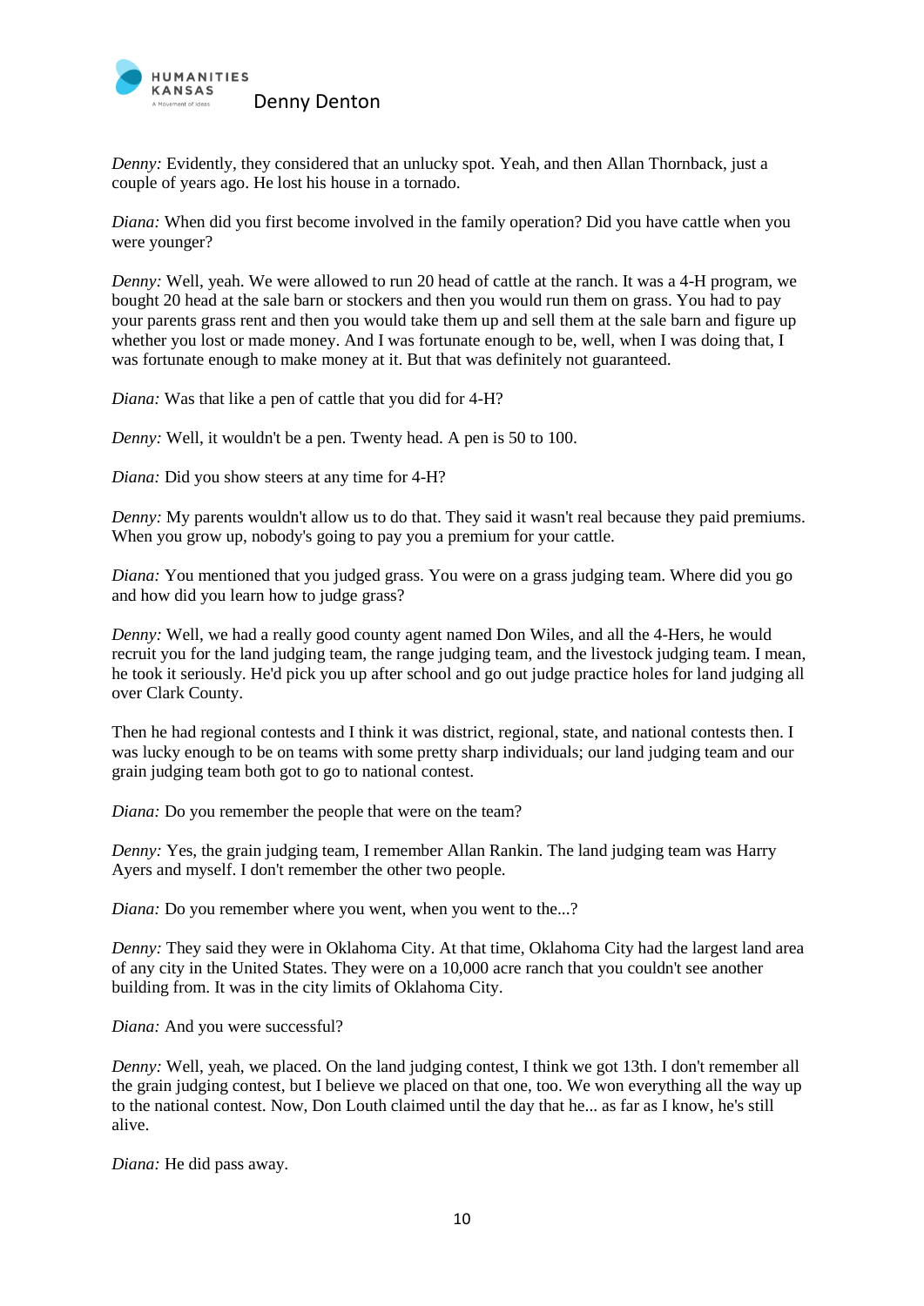*Denny:* Evidently, they considered that an unlucky spot. Yeah, and then Allan Thornback, just a couple of years ago. He lost his house in a tornado.

*Diana:* When did you first become involved in the family operation? Did you have cattle when you were younger?

*Denny:* Well, yeah. We were allowed to run 20 head of cattle at the ranch. It was a 4-H program, we bought 20 head at the sale barn or stockers and then you would run them on grass. You had to pay your parents grass rent and then you would take them up and sell them at the sale barn and figure up whether you lost or made money. And I was fortunate enough to be, well, when I was doing that, I was fortunate enough to make money at it. But that was definitely not guaranteed.

*Diana:* Was that like a pen of cattle that you did for 4-H?

*Denny:* Well, it wouldn't be a pen. Twenty head. A pen is 50 to 100.

*Diana:* Did you show steers at any time for 4-H?

*Denny:* My parents wouldn't allow us to do that. They said it wasn't real because they paid premiums. When you grow up, nobody's going to pay you a premium for your cattle.

*Diana:* You mentioned that you judged grass. You were on a grass judging team. Where did you go and how did you learn how to judge grass?

*Denny:* Well, we had a really good county agent named Don Wiles, and all the 4-Hers, he would recruit you for the land judging team, the range judging team, and the livestock judging team. I mean, he took it seriously. He'd pick you up after school and go out judge practice holes for land judging all over Clark County.

Then he had regional contests and I think it was district, regional, state, and national contests then. I was lucky enough to be on teams with some pretty sharp individuals; our land judging team and our grain judging team both got to go to national contest.

*Diana:* Do you remember the people that were on the team?

*Denny:* Yes, the grain judging team, I remember Allan Rankin. The land judging team was Harry Ayers and myself. I don't remember the other two people.

*Diana:* Do you remember where you went, when you went to the...?

*Denny:* They said they were in Oklahoma City. At that time, Oklahoma City had the largest land area of any city in the United States. They were on a 10,000 acre ranch that you couldn't see another building from. It was in the city limits of Oklahoma City.

*Diana:* And you were successful?

*Denny:* Well, yeah, we placed. On the land judging contest, I think we got 13th. I don't remember all the grain judging contest, but I believe we placed on that one, too. We won everything all the way up to the national contest. Now, Don Louth claimed until the day that he... as far as I know, he's still alive.

*Diana:* He did pass away.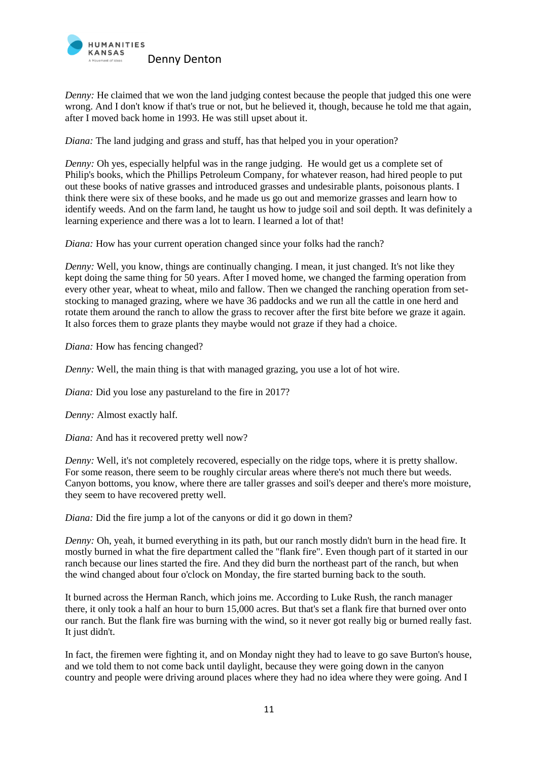*Denny:* He claimed that we won the land judging contest because the people that judged this one were wrong. And I don't know if that's true or not, but he believed it, though, because he told me that again, after I moved back home in 1993. He was still upset about it.

*Diana:* The land judging and grass and stuff, has that helped you in your operation?

*Denny:* Oh yes, especially helpful was in the range judging. He would get us a complete set of Philip's books, which the Phillips Petroleum Company, for whatever reason, had hired people to put out these books of native grasses and introduced grasses and undesirable plants, poisonous plants. I think there were six of these books, and he made us go out and memorize grasses and learn how to identify weeds. And on the farm land, he taught us how to judge soil and soil depth. It was definitely a learning experience and there was a lot to learn. I learned a lot of that!

*Diana:* How has your current operation changed since your folks had the ranch?

*Denny:* Well, you know, things are continually changing. I mean, it just changed. It's not like they kept doing the same thing for 50 years. After I moved home, we changed the farming operation from every other year, wheat to wheat, milo and fallow. Then we changed the ranching operation from set-stocking to managed grazing, where we have 36 paddocks and we run all the cattle in one herd and rotate them around the ranch to allow the grass to recover after the first bite before we graze it again. It also forces them to graze plants they maybe would not graze if they had a choice.

*Diana:* How has fencing changed?

*Denny:* Well, the main thing is that with managed grazing, you use a lot of hot wire.

*Diana:* Did you lose any pastureland to the fire in 2017?

*Denny:* Almost exactly half.

*Diana:* And has it recovered pretty well now?

*Denny:* Well, it's not completely recovered, especially on the ridge tops, where it is pretty shallow. For some reason, there seem to be roughly circular areas where there's not much there but weeds. Canyon bottoms, you know, where there are taller grasses and soil's deeper and there's more moisture, they seem to have recovered pretty well.

*Diana:* Did the fire jump a lot of the canyons or did it go down in them?

*Denny:* Oh, yeah, it burned everything in its path, but our ranch mostly didn't burn in the head fire. It mostly burned in what the fire department called the "flank fire". Even though part of it started in our ranch because our lines started the fire. And they did burn the northeast part of the ranch, but when the wind changed about four o'clock on Monday, the fire started burning back to the south.

It burned across the Herman Ranch, which joins me. According to Luke Rush, the ranch manager there, it only took a half an hour to burn 15,000 acres. But that's set a flank fire that burned over onto our ranch. But the flank fire was burning with the wind, so it never got really big or burned really fast. It just didn't.

In fact, the firemen were fighting it, and on Monday night they had to leave to go save Burton's house, and we told them to not come back until daylight, because they were going down in the canyon country and people were driving around places where they had no idea where they were going. And I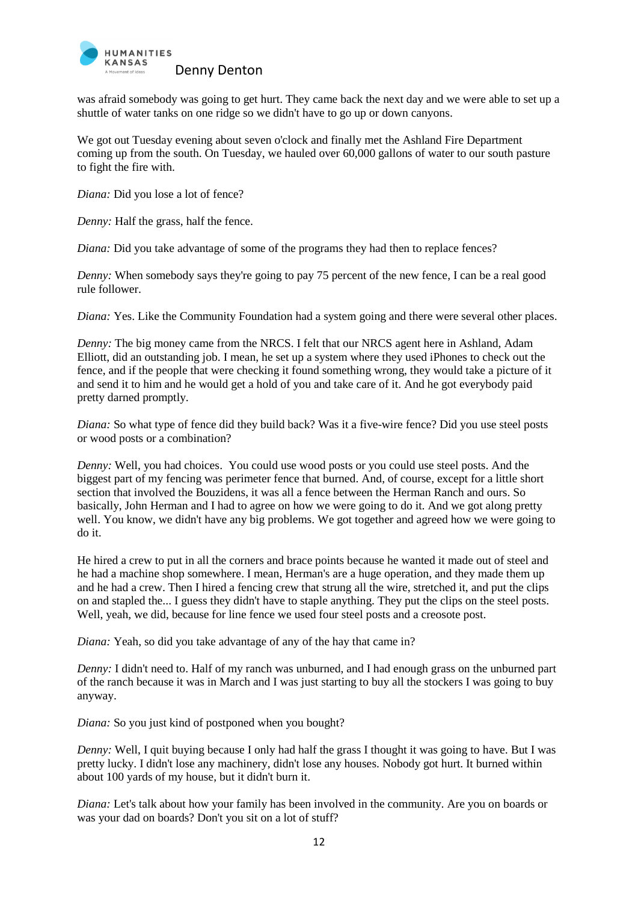was afraid somebody was going to get hurt. They came back the next day and we were able to set up a shuttle of water tanks on one ridge so we didn't have to go up or down canyons.

We got out Tuesday evening about seven o'clock and finally met the Ashland Fire Department coming up from the south. On Tuesday, we hauled over 60,000 gallons of water to our south pasture to fight the fire with.

*Diana:* Did you lose a lot of fence?

*Denny:* Half the grass, half the fence.

*Diana:* Did you take advantage of some of the programs they had then to replace fences?

*Denny:* When somebody says they're going to pay 75 percent of the new fence, I can be a real good rule follower.

*Diana:* Yes. Like the Community Foundation had a system going and there were several other places.

*Denny:* The big money came from the NRCS. I felt that our NRCS agent here in Ashland, Adam Elliott, did an outstanding job. I mean, he set up a system where they used iPhones to check out the fence, and if the people that were checking it found something wrong, they would take a picture of it and send it to him and he would get a hold of you and take care of it. And he got everybody paid pretty darned promptly.

*Diana:* So what type of fence did they build back? Was it a five-wire fence? Did you use steel posts or wood posts or a combination?

*Denny:* Well, you had choices. You could use wood posts or you could use steel posts. And the biggest part of my fencing was perimeter fence that burned. And, of course, except for a little short section that involved the Bouzidens, it was all a fence between the Herman Ranch and ours. So basically, John Herman and I had to agree on how we were going to do it. And we got along pretty well. You know, we didn't have any big problems. We got together and agreed how we were going to do it.

He hired a crew to put in all the corners and brace points because he wanted it made out of steel and he had a machine shop somewhere. I mean, Herman's are a huge operation, and they made them up and he had a crew. Then I hired a fencing crew that strung all the wire, stretched it, and put the clips on and stapled the... I guess they didn't have to staple anything. They put the clips on the steel posts. Well, yeah, we did, because for line fence we used four steel posts and a creosote post.

*Diana:* Yeah, so did you take advantage of any of the hay that came in?

*Denny:* I didn't need to. Half of my ranch was unburned, and I had enough grass on the unburned part of the ranch because it was in March and I was just starting to buy all the stockers I was going to buy anyway.

*Diana:* So you just kind of postponed when you bought?

*Denny:* Well, I quit buying because I only had half the grass I thought it was going to have. But I was pretty lucky. I didn't lose any machinery, didn't lose any houses. Nobody got hurt. It burned within about 100 yards of my house, but it didn't burn it.

*Diana:* Let's talk about how your family has been involved in the community. Are you on boards or was your dad on boards? Don't you sit on a lot of stuff?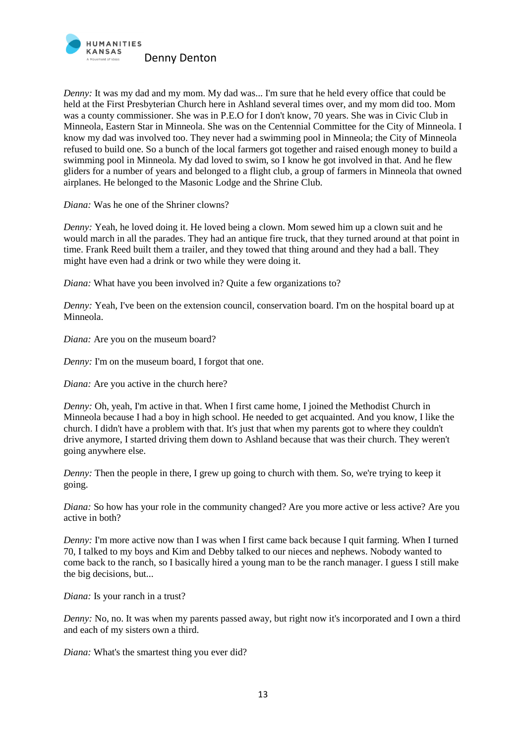*Denny:* It was my dad and my mom. My dad was... I'm sure that he held every office that could be held at the First Presbyterian Church here in Ashland several times over, and my mom did too. Mom was a county commissioner. She was in P.E.O for I don't know, 70 years. She was in Civic Club in Minneola, Eastern Star in Minneola. She was on the Centennial Committee for the City of Minneola. I know my dad was involved too. They never had a swimming pool in Minneola; the City of Minneola refused to build one. So a bunch of the local farmers got together and raised enough money to build a swimming pool in Minneola. My dad loved to swim, so I know he got involved in that. And he flew gliders for a number of years and belonged to a flight club, a group of farmers in Minneola that owned airplanes. He belonged to the Masonic Lodge and the Shrine Club.

*Diana:* Was he one of the Shriner clowns?

*Denny:* Yeah, he loved doing it. He loved being a clown. Mom sewed him up a clown suit and he would march in all the parades. They had an antique fire truck, that they turned around at that point in time. Frank Reed built them a trailer, and they towed that thing around and they had a ball. They might have even had a drink or two while they were doing it.

*Diana:* What have you been involved in? Quite a few organizations to?

*Denny:* Yeah, I've been on the extension council, conservation board. I'm on the hospital board up at Minneola.

*Diana:* Are you on the museum board?

*Denny:* I'm on the museum board, I forgot that one.

*Diana:* Are you active in the church here?

*Denny:* Oh, yeah, I'm active in that. When I first came home, I joined the Methodist Church in Minneola because I had a boy in high school. He needed to get acquainted. And you know, I like the church. I didn't have a problem with that. It's just that when my parents got to where they couldn't drive anymore, I started driving them down to Ashland because that was their church. They weren't going anywhere else.

*Denny:* Then the people in there, I grew up going to church with them. So, we're trying to keep it going.

*Diana:* So how has your role in the community changed? Are you more active or less active? Are you active in both?

*Denny:* I'm more active now than I was when I first came back because I quit farming. When I turned 70, I talked to my boys and Kim and Debby talked to our nieces and nephews. Nobody wanted to come back to the ranch, so I basically hired a young man to be the ranch manager. I guess I still make the big decisions, but...

*Diana:* Is your ranch in a trust?

*Denny:* No, no. It was when my parents passed away, but right now it's incorporated and I own a third and each of my sisters own a third.

*Diana:* What's the smartest thing you ever did?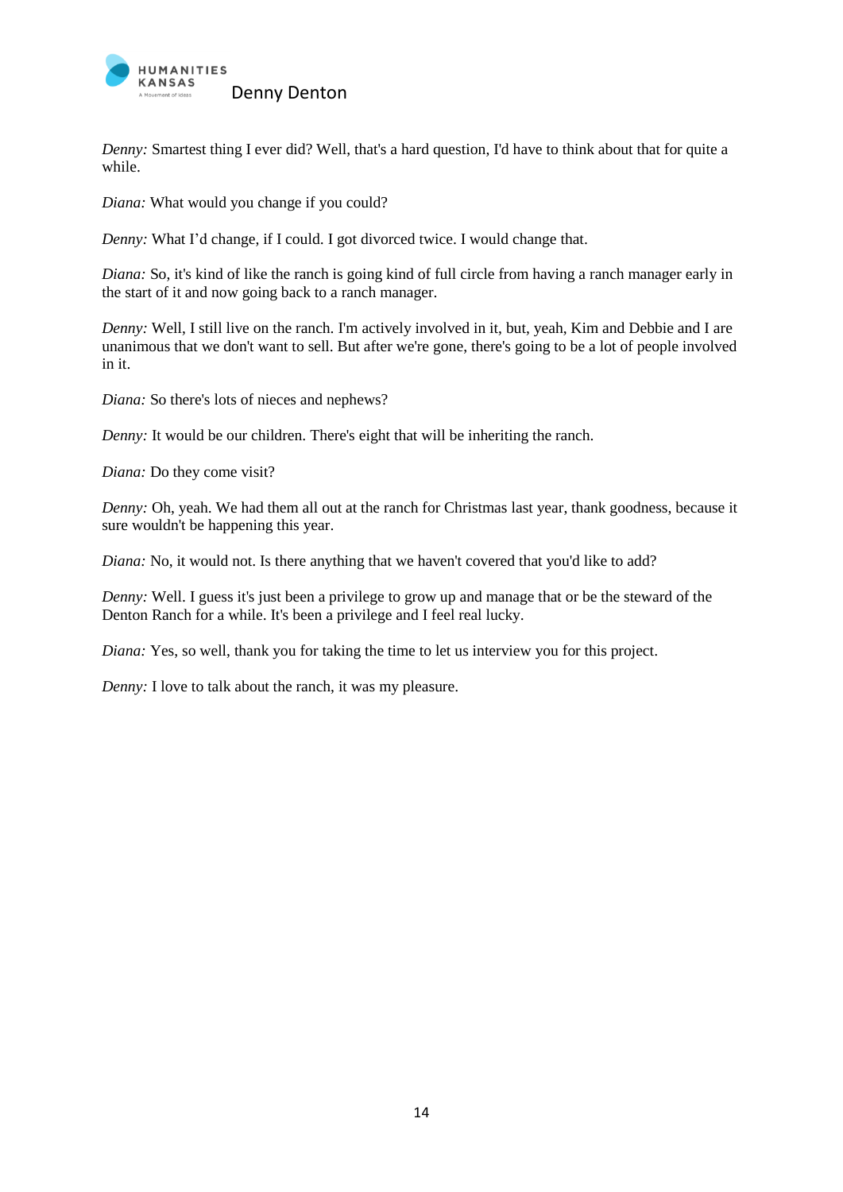*Denny:* Smartest thing I ever did? Well, that's a hard question, I'd have to think about that for quite a while.

*Diana:* What would you change if you could?

*Denny:* What I'd change, if I could. I got divorced twice. I would change that.

*Diana:* So, it's kind of like the ranch is going kind of full circle from having a ranch manager early in the start of it and now going back to a ranch manager.

*Denny:* Well, I still live on the ranch. I'm actively involved in it, but, yeah, Kim and Debbie and I are unanimous that we don't want to sell. But after we're gone, there's going to be a lot of people involved in it.

*Diana:* So there's lots of nieces and nephews?

*Denny:* It would be our children. There's eight that will be inheriting the ranch.

*Diana:* Do they come visit?

*Denny:* Oh, yeah. We had them all out at the ranch for Christmas last year, thank goodness, because it sure wouldn't be happening this year.

*Diana:* No, it would not. Is there anything that we haven't covered that you'd like to add?

*Denny:* Well. I guess it's just been a privilege to grow up and manage that or be the steward of the Denton Ranch for a while. It's been a privilege and I feel real lucky.

*Diana:* Yes, so well, thank you for taking the time to let us interview you for this project.

*Denny:* I love to talk about the ranch, it was my pleasure.